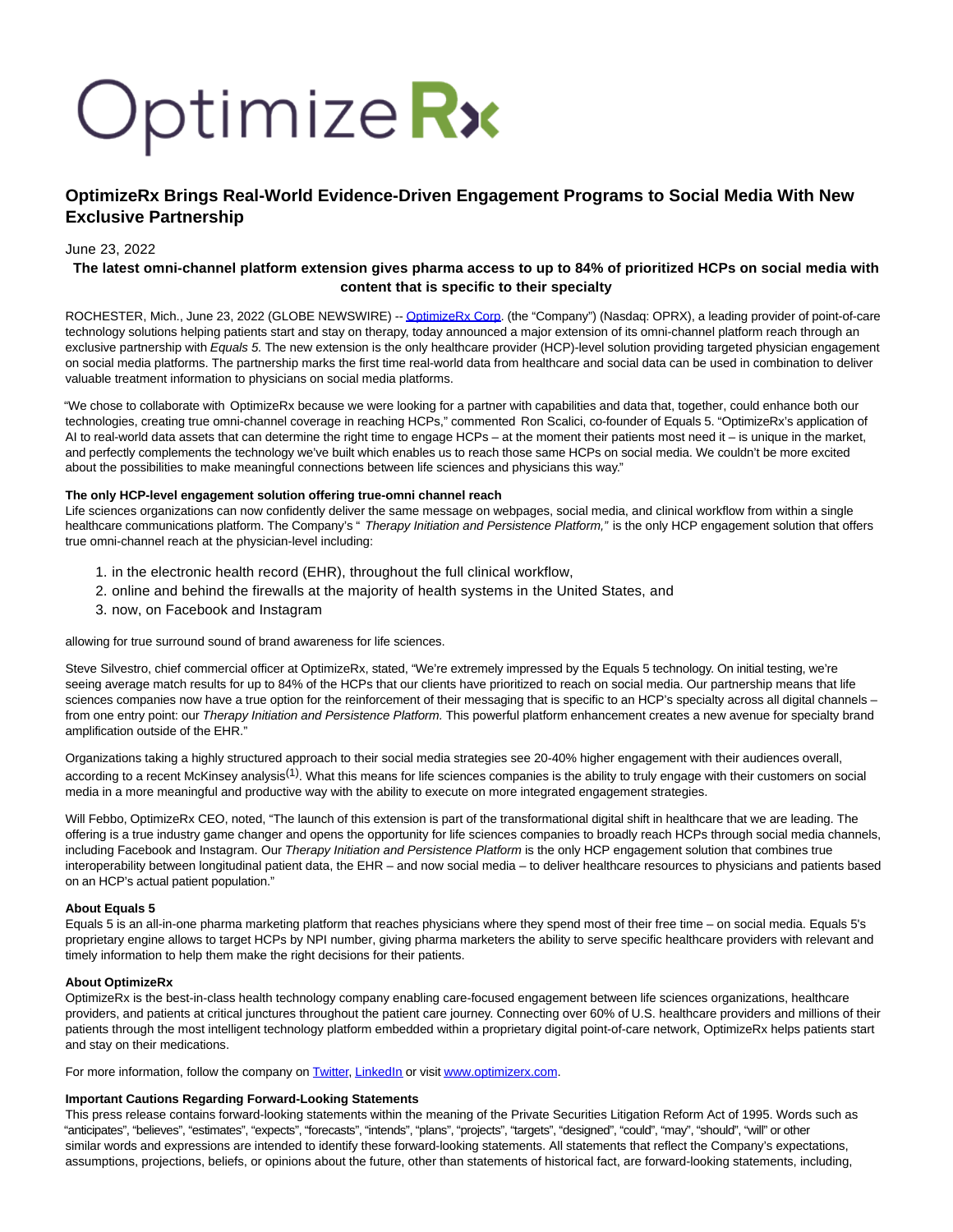OptimizeRx

# OptimizeRx Brings Real-World Evidence-Driven Engagement Programs to Social Media With New Exclusive Partnership

June 23, 2022

**The latest omni-channel platform extension gives pharma access to up to 84% of prioritized HCPs on social media with content that is specific to their specialty**

ROCHESTER, Mich., June 23, 2022 (GLOBE NEWSWIRE) -- OptimizeRx Corp. (the "Company") (Nasdaq: OPRX), a leading provider of point-of-care technology solutions helping patients start and stay on therapy, today announced a major extension of its omni-channel platform reach through an exclusive partnership with *Equals 5.* The new extension is the only healthcare provider (HCP)-level solution providing targeted physician engagement on social media platforms. The partnership marks the first time real-world data from healthcare and social data can be used in combination to deliver valuable treatment information to physicians on social media platforms.

"We chose to collaborate with OptimizeRx because we were looking for a partner with capabilities and data that, together, could enhance both our technologies, creating true omni-channel coverage in reaching HCPs," commented Ron Scalici, co-founder of Equals 5. "OptimizeRx's application of AI to real-world data assets that can determine the right time to engage HCPs – at the moment their patients most need it – is unique in the market, and perfectly complements the technology we've built which enables us to reach those same HCPs on social media. We couldn't be more excited about the possibilities to make meaningful connections between life sciences and physicians this way."

**The only HCP-level engagement solution offering true-omni channel reach**

Life sciences organizations can now confidently deliver the same message on webpages, social media, and clinical workflow from within a single healthcare communications platform. The Company's " *Therapy Initiation and Persistence Platform,"* is the only HCP engagement solution that offers true omni-channel reach at the physician-level including:

1. in the electronic health record (EHR), throughout the full clinical workflow,
2. online and behind the firewalls at the majority of health systems in the United States, and
3. now, on Facebook and Instagram

allowing for true surround sound of brand awareness for life sciences.

Steve Silvestro, chief commercial officer at OptimizeRx, stated, "We're extremely impressed by the Equals 5 technology. On initial testing, we're seeing average match results for up to 84% of the HCPs that our clients have prioritized to reach on social media. Our partnership means that life sciences companies now have a true option for the reinforcement of their messaging that is specific to an HCP's specialty across all digital channels – from one entry point: our *Therapy Initiation and Persistence Platform.* This powerful platform enhancement creates a new avenue for specialty brand amplification outside of the EHR."

Organizations taking a highly structured approach to their social media strategies see 20-40% higher engagement with their audiences overall, according to a recent McKinsey analysis(1). What this means for life sciences companies is the ability to truly engage with their customers on social media in a more meaningful and productive way with the ability to execute on more integrated engagement strategies.

Will Febbo, OptimizeRx CEO, noted, "The launch of this extension is part of the transformational digital shift in healthcare that we are leading. The offering is a true industry game changer and opens the opportunity for life sciences companies to broadly reach HCPs through social media channels, including Facebook and Instagram. Our *Therapy Initiation and Persistence Platform* is the only HCP engagement solution that combines true interoperability between longitudinal patient data, the EHR – and now social media – to deliver healthcare resources to physicians and patients based on an HCP's actual patient population."

**About Equals 5**

Equals 5 is an all-in-one pharma marketing platform that reaches physicians where they spend most of their free time – on social media. Equals 5's proprietary engine allows to target HCPs by NPI number, giving pharma marketers the ability to serve specific healthcare providers with relevant and timely information to help them make the right decisions for their patients.

**About OptimizeRx**

OptimizeRx is the best-in-class health technology company enabling care-focused engagement between life sciences organizations, healthcare providers, and patients at critical junctures throughout the patient care journey. Connecting over 60% of U.S. healthcare providers and millions of their patients through the most intelligent technology platform embedded within a proprietary digital point-of-care network, OptimizeRx helps patients start and stay on their medications.

For more information, follow the company on Twitter, LinkedIn or visit www.optimizerx.com.

**Important Cautions Regarding Forward-Looking Statements**

This press release contains forward-looking statements within the meaning of the Private Securities Litigation Reform Act of 1995. Words such as "anticipates", "believes", "estimates", "expects", "forecasts", "intends", "plans", "projects", "targets", "designed", "could", "may", "should", "will" or other similar words and expressions are intended to identify these forward-looking statements. All statements that reflect the Company's expectations, assumptions, projections, beliefs, or opinions about the future, other than statements of historical fact, are forward-looking statements, including,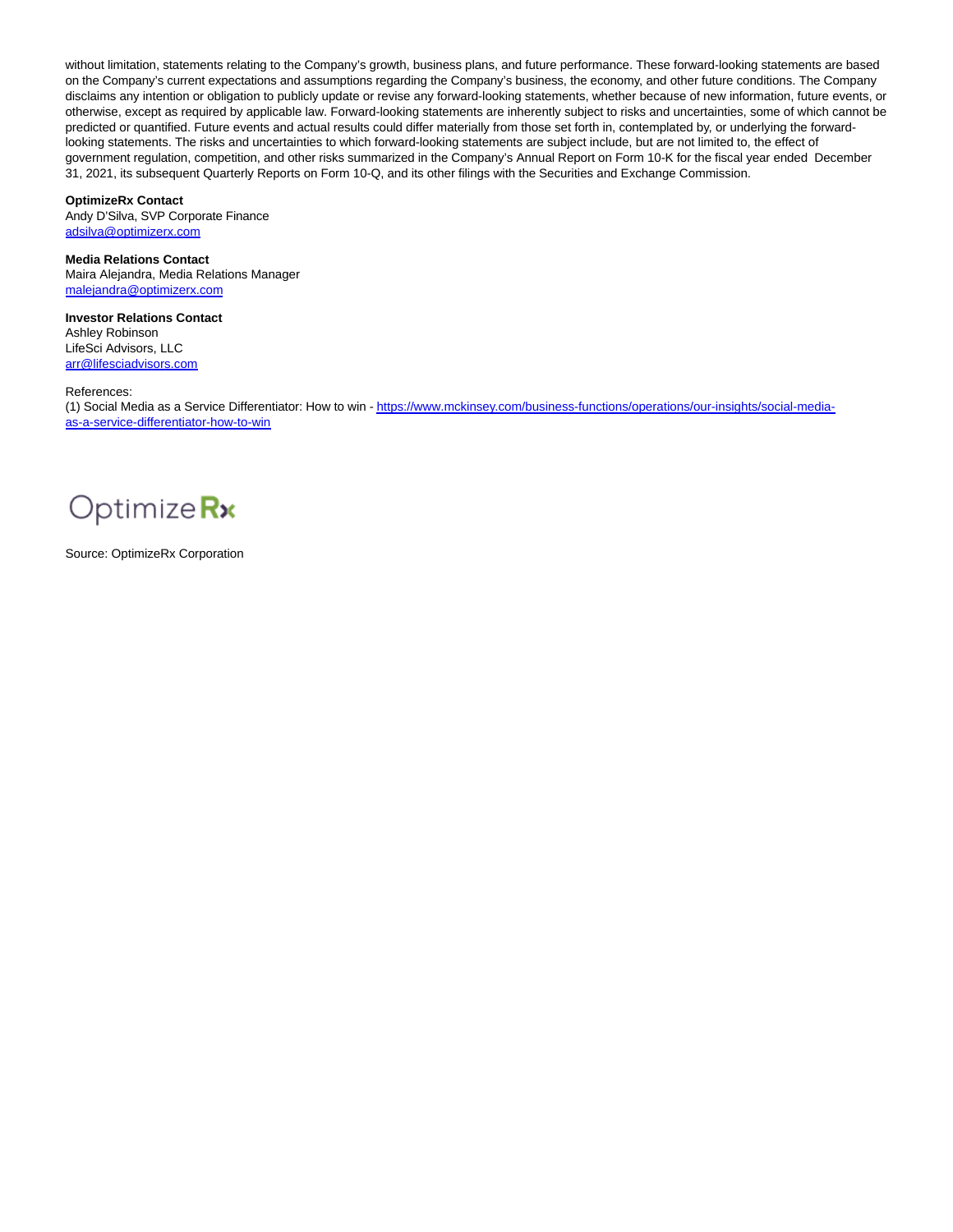without limitation, statements relating to the Company's growth, business plans, and future performance. These forward-looking statements are based on the Company's current expectations and assumptions regarding the Company's business, the economy, and other future conditions. The Company disclaims any intention or obligation to publicly update or revise any forward-looking statements, whether because of new information, future events, or otherwise, except as required by applicable law. Forward-looking statements are inherently subject to risks and uncertainties, some of which cannot be predicted or quantified. Future events and actual results could differ materially from those set forth in, contemplated by, or underlying the forward-looking statements. The risks and uncertainties to which forward-looking statements are subject include, but are not limited to, the effect of government regulation, competition, and other risks summarized in the Company's Annual Report on Form 10-K for the fiscal year ended December 31, 2021, its subsequent Quarterly Reports on Form 10-Q, and its other filings with the Securities and Exchange Commission.

**OptimizeRx Contact**
Andy D'Silva, SVP Corporate Finance
adsilva@optimizerx.com

**Media Relations Contact**
Maira Alejandra, Media Relations Manager
malejandra@optimizerx.com

**Investor Relations Contact**
Ashley Robinson
LifeSci Advisors, LLC
arr@lifesciadvisors.com

References:
(1) Social Media as a Service Differentiator: How to win - https://www.mckinsey.com/business-functions/operations/our-insights/social-media-as-a-service-differentiator-how-to-win

OptimizeRx

Source: OptimizeRx Corporation